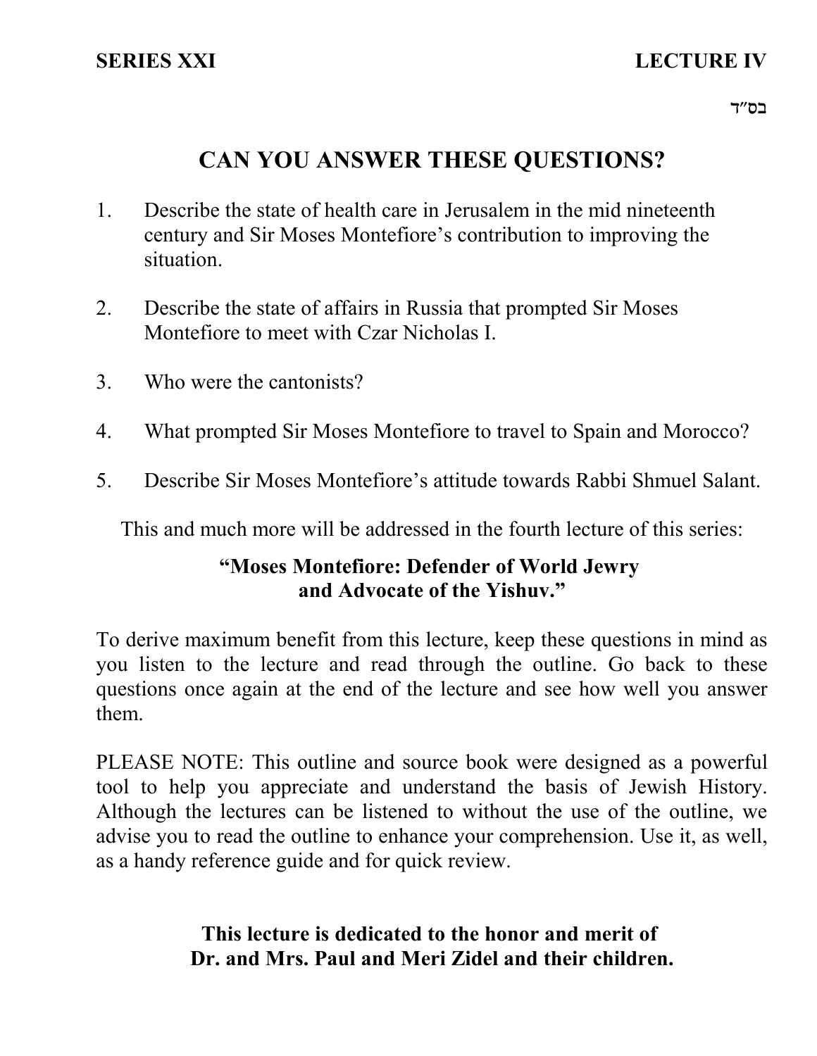**SERIES XXI** **LECTURE IV**

בס״ד

# CAN YOU ANSWER THESE QUESTIONS?

1. Describe the state of health care in Jerusalem in the mid nineteenth century and Sir Moses Montefiore's contribution to improving the situation.

2. Describe the state of affairs in Russia that prompted Sir Moses Montefiore to meet with Czar Nicholas I.

3. Who were the cantonists?

4. What prompted Sir Moses Montefiore to travel to Spain and Morocco?

5. Describe Sir Moses Montefiore's attitude towards Rabbi Shmuel Salant.

This and much more will be addressed in the fourth lecture of this series:

**"Moses Montefiore: Defender of World Jewry and Advocate of the Yishuv."**

To derive maximum benefit from this lecture, keep these questions in mind as you listen to the lecture and read through the outline. Go back to these questions once again at the end of the lecture and see how well you answer them.

PLEASE NOTE: This outline and source book were designed as a powerful tool to help you appreciate and understand the basis of Jewish History. Although the lectures can be listened to without the use of the outline, we advise you to read the outline to enhance your comprehension. Use it, as well, as a handy reference guide and for quick review.

**This lecture is dedicated to the honor and merit of Dr. and Mrs. Paul and Meri Zidel and their children.**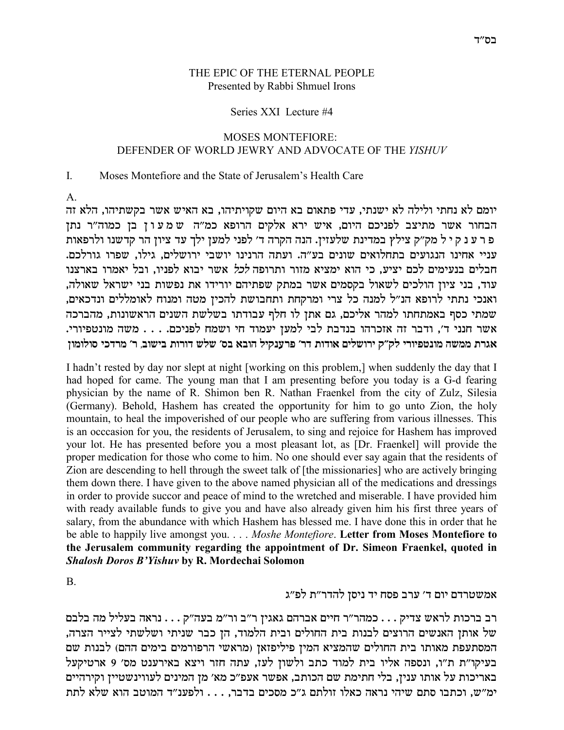בס"ד

THE EPIC OF THE ETERNAL PEOPLE
Presented by Rabbi Shmuel Irons

Series XXI Lecture #4

# MOSES MONTEFIORE: DEFENDER OF WORLD JEWRY AND ADVOCATE OF THE *YISHUV*

## I. Moses Montefiore and the State of Jerusalem's Health Care

A.

יומם לא נחתי ולילה לא ישנתי, עדי פתאום בא היום שקויתיהו, בא האיש אשר בקשתיהו, הלא זה הבחור אשר מתיצב לפניכם היום, איש ירא אלקים הרופא כמ"ה שמעון בן כמוה"ר נתן פרענקיל מק"ק צילץ במדינת שלעזין. הנה הקרה ד' לפני למען ילך עד ציון הר קדשנו ולרפאות עניי אחינו הנגועים בתחלואים שונים בע"ה. ועתה הרנינו יושבי ירושלים, גילו, שפרו גורלכם. חבלים בנעימים לכם יציע, כי הוא ימציא מזור ותרופה *לכל* אשר יבוא לפניו, ובל יאמרו בארצנו עוד, בני ציון הולכים לשאול בקסמים אשר במתק שפתיהם יורידו את נפשות בני ישראל שאולה, ואנכי נתתי לרופא הנ"ל למנה כל צרי ומרקחת ותחבושת להכין מטה ומנוח לאומללים ונדכאים, שמתי כסף באמתחתו למהר אליכם, גם אתן לו חלף עבודתו בשלשת השנים הראשונות, מהברכה אשר חנני ד', ודבר זה אזכרהו בנדבת לבי למען יעמוד חי ושמח לפניכם. . . . משה מונטפיורי. **אגרת ממשה מונטפיורי לק"ק ירושלים אודות דר' פרענקיל הובא בס' שלש דורות בישוב, ר' מרדכי סולומון**

I hadn't rested by day nor slept at night [working on this problem,] when suddenly the day that I had hoped for came. The young man that I am presenting before you today is a G-d fearing physician by the name of R. Shimon ben R. Nathan Fraenkel from the city of Zulz, Silesia (Germany). Behold, Hashem has created the opportunity for him to go unto Zion, the holy mountain, to heal the impoverished of our people who are suffering from various illnesses. This is an occcasion for you, the residents of Jerusalem, to sing and rejoice for Hashem has improved your lot. He has presented before you a most pleasant lot, as [Dr. Fraenkel] will provide the proper medication for those who come to him. No one should ever say again that the residents of Zion are descending to hell through the sweet talk of [the missionaries] who are actively bringing them down there. I have given to the above named physician all of the medications and dressings in order to provide succor and peace of mind to the wretched and miserable. I have provided him with ready available funds to give you and have also already given him his first three years of salary, from the abundance with which Hashem has blessed me. I have done this in order that he be able to happily live amongst you. . . . *Moshe Montefiore*. **Letter from Moses Montefiore to the Jerusalem community regarding the appointment of Dr. Simeon Fraenkel, quoted in *Shalosh Doros B'Yishuv* by R. Mordechai Solomon**

B.

אמשטרדם יום ד' ערב פסח יד ניסן להדר"ת לפ"ג

רב ברכות לראש צדיק . . . כמהר"ר חיים אברהם גאגין ר"ב ור"מ בעה"ק . . . נראה בעליל מה בלבם של אותן האנשים הרוצים לבנות בית החולים ובית הלמוד, הן כבר שניתי ושלשתי לצייר הצרה, המסתעפת מאותו בית החולים שהמציא המין פיליפזאן (מראשי הרפורמים בימים ההם) לבנות שם בעיקו"ת ת"ו, ונספה אליו בית למוד כתב ולשון לעז, עתה חזר ויצא באירענט מס' 9 ארטיקעל באריכות על אותו ענין, בלי חתימת שם הכותב, אפשר אעפ"כ מא' מן המינים לעווינשטיין וקירהיים ימ"ש, וכתבו סתם שיהי נראה כאלו זולתם ג"כ מסכים בדבר, . . . ולפענ"ד המוטב הוא שלא לתת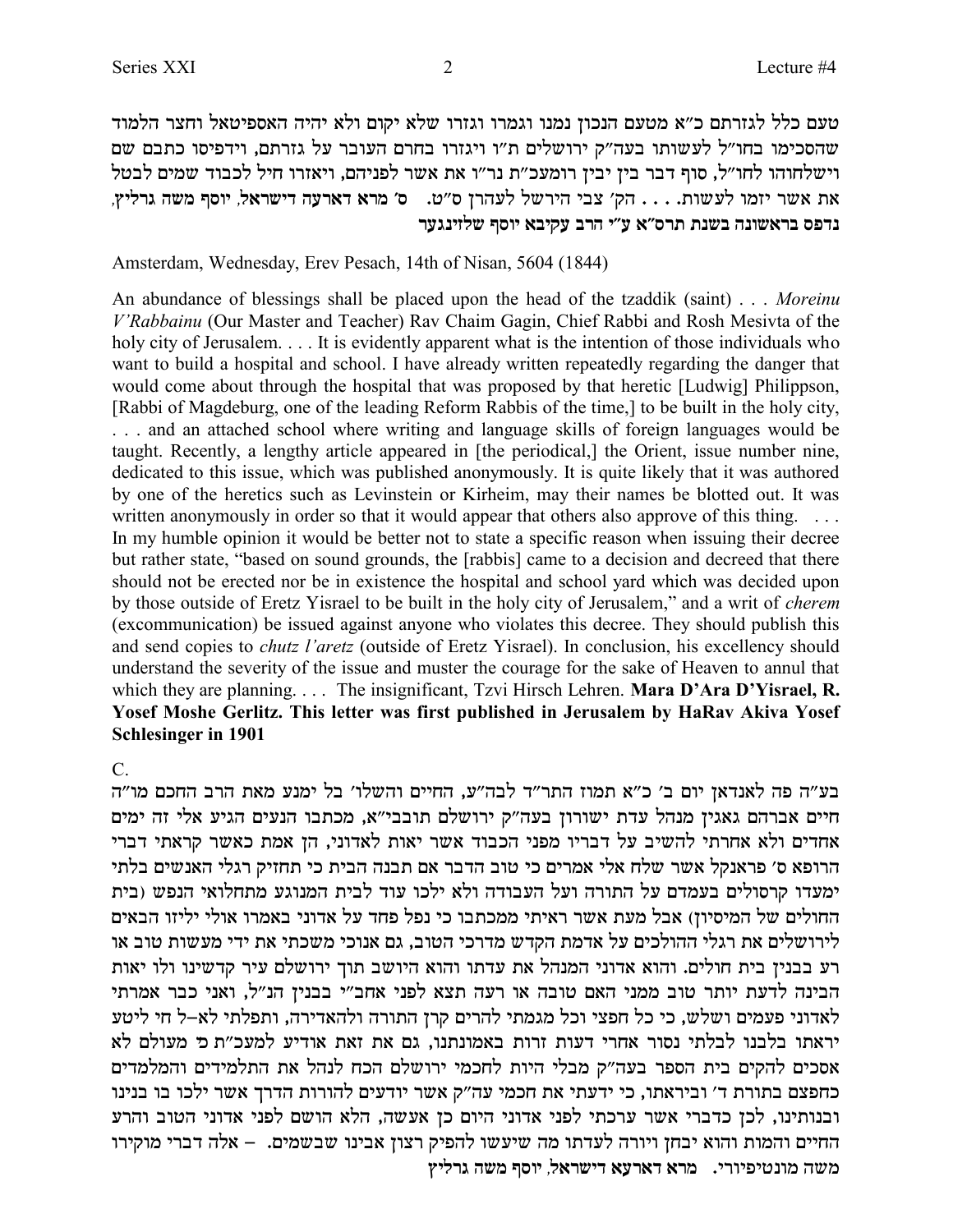טעם כלל לגזרתם כ"א מטעם הנכון נמנו וגמרו וגזרו שלא יקום ולא יהיה האספיטאל וחצר הלמוד שהסכימו בחו"ל לעשותו בעה"ק ירושלים ת"ו ויגזרו בחרם העובר על גזרתם, וידפיסו כתבם שם וישלחוהו לחו"ל, סוף דבר בין יבין רומעכ"ת נר"ו את אשר לפניהם, ויאזרו חיל לכבוד שמים לבטל את אשר יזמו לעשות. . . . הקי צבי הירשל לעהרן ס"ט. ס' **מרא דארעה דישראל**, **יוסף משה גרליץ**, **נדפס בראשונה בשנת תרס"א ע"י הרב עקיבא יוסף שלזינגער**

Amsterdam, Wednesday, Erev Pesach, 14th of Nisan, 5604 (1844)

An abundance of blessings shall be placed upon the head of the tzaddik (saint) . . . *Moreinu V'Rabbainu* (Our Master and Teacher) Rav Chaim Gagin, Chief Rabbi and Rosh Mesivta of the holy city of Jerusalem. . . . It is evidently apparent what is the intention of those individuals who want to build a hospital and school. I have already written repeatedly regarding the danger that would come about through the hospital that was proposed by that heretic [Ludwig] Philippson, [Rabbi of Magdeburg, one of the leading Reform Rabbis of the time,] to be built in the holy city, . . . and an attached school where writing and language skills of foreign languages would be taught. Recently, a lengthy article appeared in [the periodical,] the Orient, issue number nine, dedicated to this issue, which was published anonymously. It is quite likely that it was authored by one of the heretics such as Levinstein or Kirheim, may their names be blotted out. It was written anonymously in order so that it would appear that others also approve of this thing. . . . In my humble opinion it would be better not to state a specific reason when issuing their decree but rather state, "based on sound grounds, the [rabbis] came to a decision and decreed that there should not be erected nor be in existence the hospital and school yard which was decided upon by those outside of Eretz Yisrael to be built in the holy city of Jerusalem," and a writ of *cherem* (excommunication) be issued against anyone who violates this decree. They should publish this and send copies to *chutz l'aretz* (outside of Eretz Yisrael). In conclusion, his excellency should understand the severity of the issue and muster the courage for the sake of Heaven to annul that which they are planning. . . . The insignificant, Tzvi Hirsch Lehren. **Mara D'Ara D'Yisrael, R. Yosef Moshe Gerlitz. This letter was first published in Jerusalem by HaRav Akiva Yosef Schlesinger in 1901**

C.

בע"ה פה לאנדאן יום ב' כ"א תמוז התר"ד לבה"ע, החיים והשלו' בל ימנע מאת הרב החכם מו"ה חיים אברהם גאגין מנהל עדת ישורון בעה"ק ירושלם תובבי"א, מכתבו הנעים הגיע אלי זה ימים אחדים ולא אחרתי להשיב על דבריו מפני הכבוד אשר יאות לאדוני, הן אמת כאשר קראתי דברי הרופא ס' פראנקל אשר שלח אלי אמרים כי טוב הדבר אם תבנה הבית כי תחזיק רגלי האנשים בלתי ימעדו קרסולים בעמדם על התורה ועל העבודה ולא ילכו עוד לבית המנוגע מתחלואי הנפש (בית החולים של המיסיון) אבל מעט אשר ראיתי ממכתבו כי נפל פחד על אדוני באמרו אולי יליזו הבאים לירושלים את רגלי ההולכים על אדמת הקדש מדרכי הטוב, גם אנוכי משכתי את ידי מעשות טוב או רע בבנין בית חולים. והוא אדוני המנהל את עדתו והוא היושב תוך ירושלם עיר קדשינו ולו יאות הבינה לדעת יותר טוב ממני האם טובה או רעה תצא לפני אחב"י בבנין הנ"ל, ואני כבר אמרתי לאדוני פעמים ושלש, כי כל חפצי וכל מגמתי להרים קרן התורה ולהאדירה, ותפלתי לא-ל חי ליטע יראתו בלבנו לבלתי נסור אחרי דעות זרות באמונתנו, גם את זאת אודיע למעכ"ת כ' מעולם לא אסכים להקים בית הספר בעה"ק מבלי היות לחכמי ירושלם הכח לנהל את התלמידים והמלמדים כחפצם בתורת ד' וביראתו, כי ידעתי את חכמי עה"ק אשר יודעים להורות הדרך אשר ילכו בו בנינו ובנותינו, לכן כדברי אשר ערכתי לפני אדוני היום כן אעשה, הלא הושם לפני אדוני הטוב והרע החיים והמות והוא יבחן ויורה לעדתו מה שיעשו להפיק רצון אבינו שבשמים. – אלה דברי מוקירו משה מונטיפיורי. **מרא דארעא דישראל**, **יוסף משה גרליץ**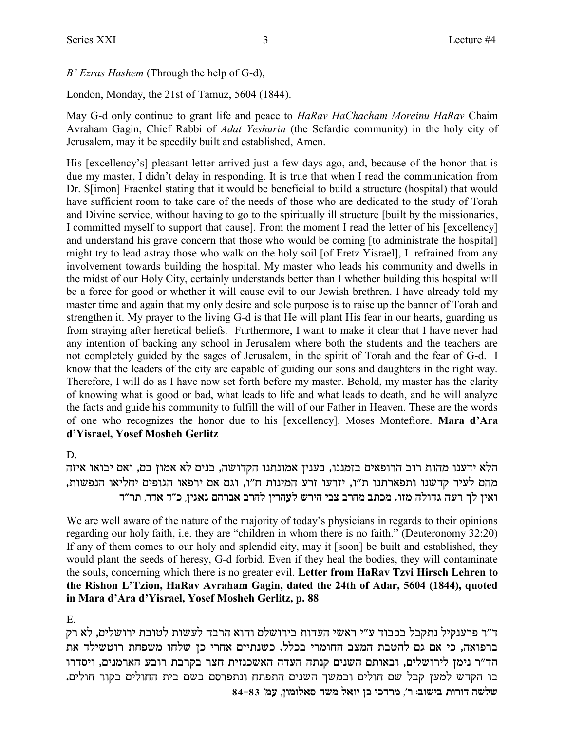*B' Ezras Hashem* (Through the help of G-d),

London, Monday, the 21st of Tamuz, 5604 (1844).

May G-d only continue to grant life and peace to *HaRav HaChacham Moreinu HaRav* Chaim Avraham Gagin, Chief Rabbi of *Adat Yeshurin* (the Sefardic community) in the holy city of Jerusalem, may it be speedily built and established, Amen.

His [excellency's] pleasant letter arrived just a few days ago, and, because of the honor that is due my master, I didn't delay in responding. It is true that when I read the communication from Dr. S[imon] Fraenkel stating that it would be beneficial to build a structure (hospital) that would have sufficient room to take care of the needs of those who are dedicated to the study of Torah and Divine service, without having to go to the spiritually ill structure [built by the missionaries, I committed myself to support that cause]. From the moment I read the letter of his [excellency] and understand his grave concern that those who would be coming [to administrate the hospital] might try to lead astray those who walk on the holy soil [of Eretz Yisrael], I refrained from any involvement towards building the hospital. My master who leads his community and dwells in the midst of our Holy City, certainly understands better than I whether building this hospital will be a force for good or whether it will cause evil to our Jewish brethren. I have already told my master time and again that my only desire and sole purpose is to raise up the banner of Torah and strengthen it. My prayer to the living G-d is that He will plant His fear in our hearts, guarding us from straying after heretical beliefs. Furthermore, I want to make it clear that I have never had any intention of backing any school in Jerusalem where both the students and the teachers are not completely guided by the sages of Jerusalem, in the spirit of Torah and the fear of G-d. I know that the leaders of the city are capable of guiding our sons and daughters in the right way. Therefore, I will do as I have now set forth before my master. Behold, my master has the clarity of knowing what is good or bad, what leads to life and what leads to death, and he will analyze the facts and guide his community to fulfill the will of our Father in Heaven. These are the words of one who recognizes the honor due to his [excellency]. Moses Montefiore. **Mara d'Ara d'Yisrael, Yosef Mosheh Gerlitz**

D.

הלא ידענו מהות רוב הרופאים בזמננו, בענין אמונתנו הקדושה, בנים לא אמון בם, ואם יבואו איזה מהם לעיר קדשנו ותפארתנו ת"ו, יזרעו זרע המינות ח"ו, וגם אם ירפאו הגופים יחליאו הנפשות, ואין לך רעה גדולה מזו. **מכתב מהרב צבי הירש לעהרין להרב אברהם גאגין, כ"ד אדר, תר"ד**

We are well aware of the nature of the majority of today's physicians in regards to their opinions regarding our holy faith, i.e. they are "children in whom there is no faith." (Deuteronomy 32:20) If any of them comes to our holy and splendid city, may it [soon] be built and established, they would plant the seeds of heresy, G-d forbid. Even if they heal the bodies, they will contaminate the souls, concerning which there is no greater evil. **Letter from HaRav Tzvi Hirsch Lehren to the Rishon L'Tzion, HaRav Avraham Gagin, dated the 24th of Adar, 5604 (1844), quoted in Mara d'Ara d'Yisrael, Yosef Mosheh Gerlitz, p. 88**

E.

ד"ר פרענקיל נתקבל בכבוד ע"י ראשי העדות בירושלם והוא הרבה לעשות לטובת ירושלים, לא רק ברפואה, כי אם גם להטבת המצב החומרי בכלל. כשנתיים אחרי כן שלחו משפחת רוטשילד את הד"ר נימן לירושלים, ובאותם השנים קנתה העדה האשכנזית חצר בקרבת רובע הארמנים, ויסדרו בו הקדש למען קבל שם חולים ובמשך השנים התפתח ונתפרסם בשם בית החולים בקור חולים. **שלשה דורות בישוב: ר', מרדכי בן יואל משה סאלומון, עמ' 83-84**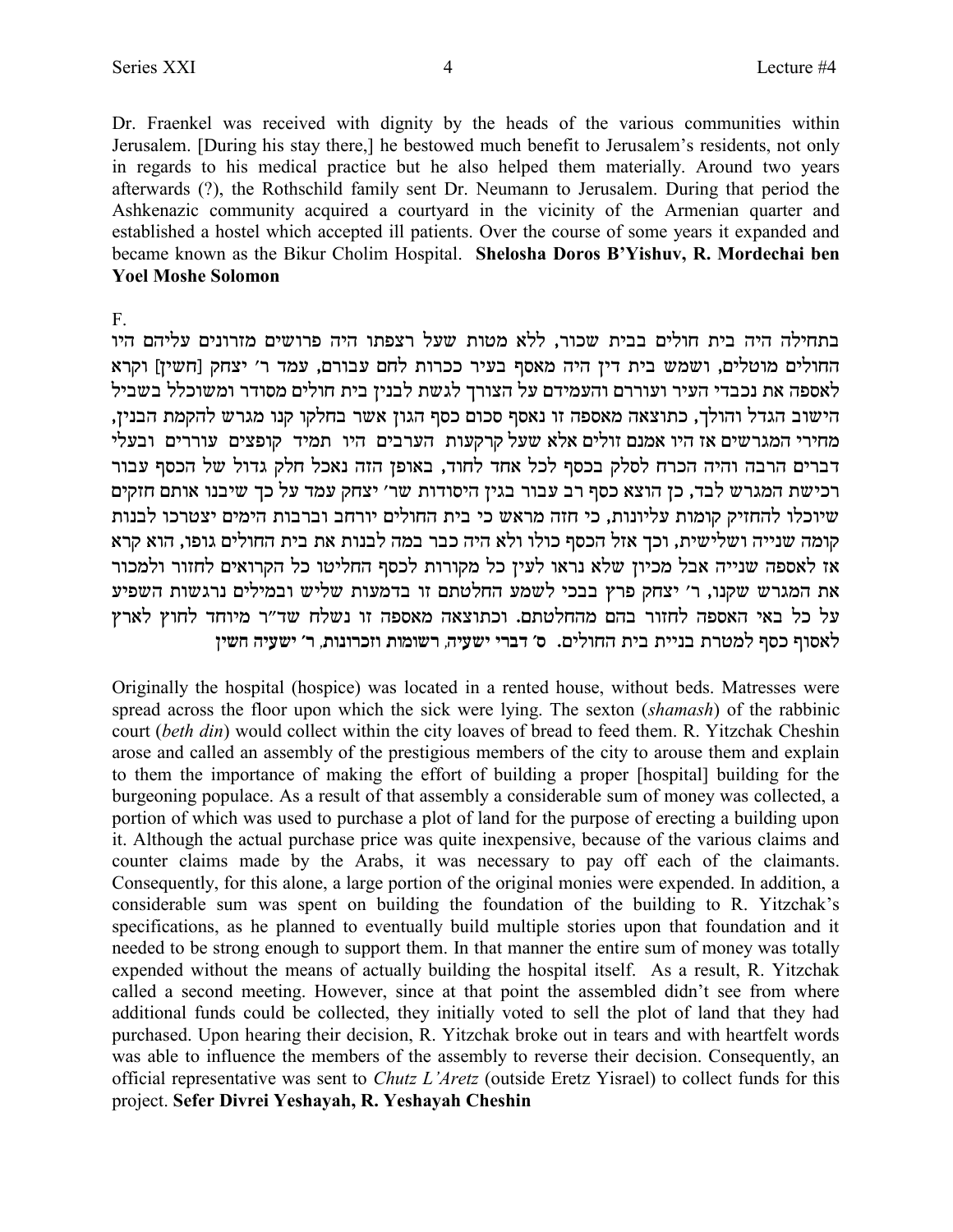Dr. Fraenkel was received with dignity by the heads of the various communities within Jerusalem. [During his stay there,] he bestowed much benefit to Jerusalem's residents, not only in regards to his medical practice but he also helped them materially. Around two years afterwards (?), the Rothschild family sent Dr. Neumann to Jerusalem. During that period the Ashkenazic community acquired a courtyard in the vicinity of the Armenian quarter and established a hostel which accepted ill patients. Over the course of some years it expanded and became known as the Bikur Cholim Hospital. **Shelosha Doros B'Yishuv, R. Mordechai ben Yoel Moshe Solomon**

F.

בתחילה היה בית חולים בבית שכור, ללא מטות שעל רצפתו היה פרושים מזרונים עליהם היו החולים מוטלים, ושמש בית דין היה מאסף בעיר ככרות לחם עבורם, עמד ר׳ יצחק [חשין] וקרא לאספה את נכבדי העיר ועוררם והעמידם על הצורך לגשת לבנין בית חולים מסודר ומשוכלל בשביל הישוב הגדל והולך, כתוצאה מאספה זו נאסף סכום כסף הגון אשר בחלקו קנו מגרש להקמת הבנין, מחירי המגרשים אז היו אמנם זולים אלא שעל קרקעות הערבים היו תמיד קופצים עוררים ובעלי דברים הרבה והיה הכרח לסלק בכסף לכל אחד לחוד, באופן הזה נאכל חלק גדול של הכסף עבור רכישת המגרש לבד, כן הוצא כסף רב עבור בגין היסודות שר׳ יצחק עמד על כך שיבנו אותם חזקים שיוכלו להחזיק קומות עליונות, כי חזה מראש כי בית החולים יורחב וברבות הימים יצטרכו לבנות קומה שנייה ושלישית, וכך אזל הכסף כולו ולא היה כבר במה לבנות את בית החולים גופו, הוא קרא אז לאספה שנייה אבל מכיון שלא נראו לעין כל מקורות לכסף החליטו כל הקרואים לחזור ולמכור את המגרש שקנו, ר׳ יצחק פרץ בבכי לשמע החלטתם זו בדמעות שליש ובמילים נרגשות השפיע על כל באי האספה לחזור בהם מהחלטתם. וכתוצאה מאספה זו נשלח שד״ר מיוחד לחוץ לארץ לאסוף כסף למטרת בניית בית החולים. **ס׳ דברי ישעיה, רשומות וזכרונות, ר׳ ישעיה חשין**

Originally the hospital (hospice) was located in a rented house, without beds. Matresses were spread across the floor upon which the sick were lying. The sexton (*shamash*) of the rabbinic court (*beth din*) would collect within the city loaves of bread to feed them. R. Yitzchak Cheshin arose and called an assembly of the prestigious members of the city to arouse them and explain to them the importance of making the effort of building a proper [hospital] building for the burgeoning populace. As a result of that assembly a considerable sum of money was collected, a portion of which was used to purchase a plot of land for the purpose of erecting a building upon it. Although the actual purchase price was quite inexpensive, because of the various claims and counter claims made by the Arabs, it was necessary to pay off each of the claimants. Consequently, for this alone, a large portion of the original monies were expended. In addition, a considerable sum was spent on building the foundation of the building to R. Yitzchak's specifications, as he planned to eventually build multiple stories upon that foundation and it needed to be strong enough to support them. In that manner the entire sum of money was totally expended without the means of actually building the hospital itself. As a result, R. Yitzchak called a second meeting. However, since at that point the assembled didn't see from where additional funds could be collected, they initially voted to sell the plot of land that they had purchased. Upon hearing their decision, R. Yitzchak broke out in tears and with heartfelt words was able to influence the members of the assembly to reverse their decision. Consequently, an official representative was sent to *Chutz L'Aretz* (outside Eretz Yisrael) to collect funds for this project. **Sefer Divrei Yeshayah, R. Yeshayah Cheshin**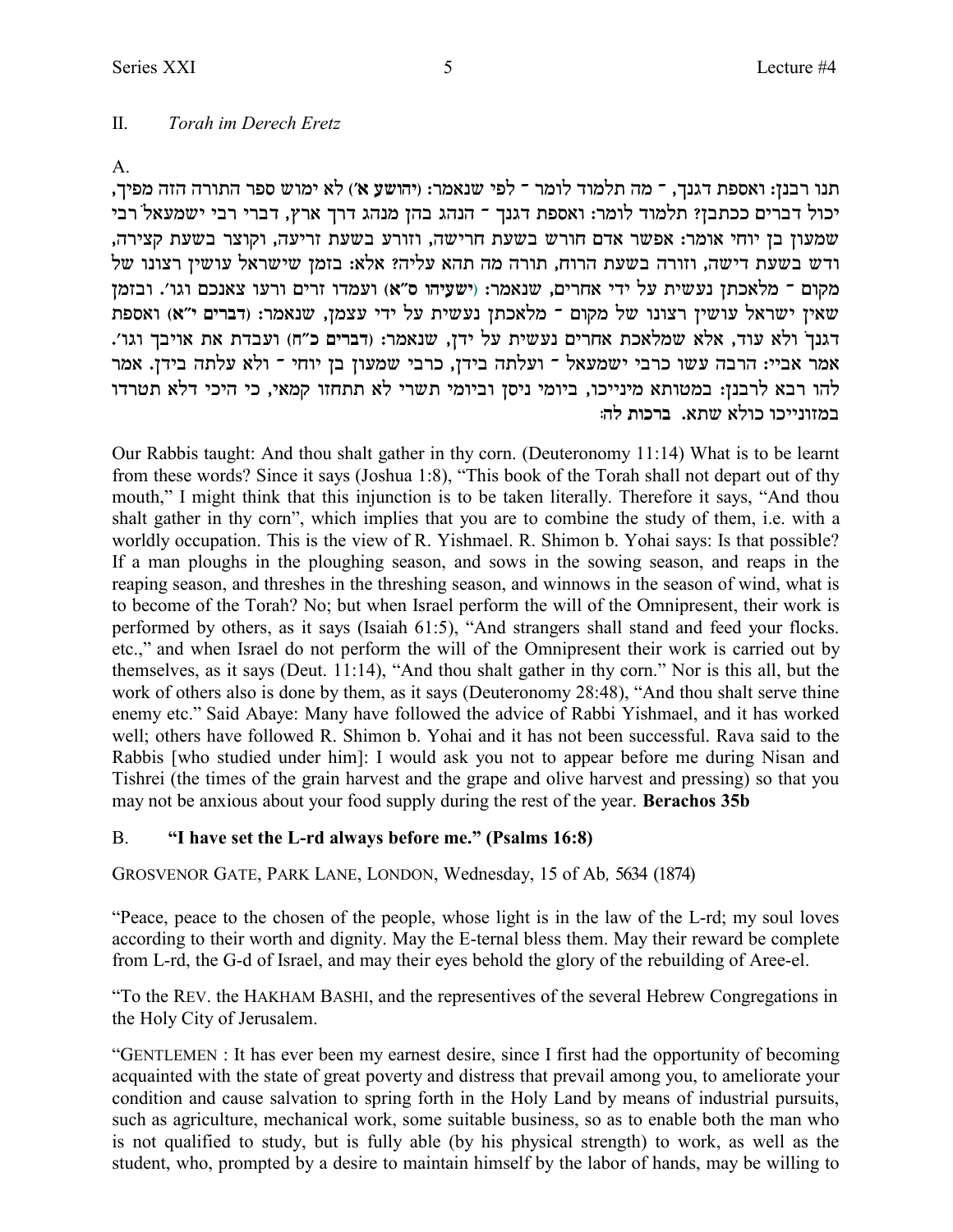## II. *Torah im Derech Eretz*

### A.

תנו רבנן: ואספת דגנך, ־ מה תלמוד לומר ־ לפי שנאמר: (יהושע א׳) לא ימוש ספר התורה הזה מפיך, יכול דברים ככתבן? תלמוד לומר: ואספת דגנך ־ הנהג בהן מנהג דרך ארץ, דברי רבי ישמעאל רבי שמעון בן יוחי אומר: אפשר אדם חורש בשעת חרישה, וזורע בשעת זריעה, וקוצר בשעת קצירה, ודש בשעת דישה, וזורה בשעת הרוח, תורה מה תהא עליה? אלא: בזמן שישראל עושין רצונו של מקום ־ מלאכתן נעשית על ידי אחרים, שנאמר: (ישעיהו ס״א) ועמדו זרים ורעו צאנכם וגו׳. ובזמן שאין ישראל עושין רצונו של מקום ־ מלאכתן נעשית על ידי עצמן, שנאמר: (דברים י״א) ואספת דגנך ולא עוד, אלא שמלאכת אחרים נעשית על ידן, שנאמר: (דברים כ״ח) ועבדת את אויבך וגו׳. אמר אביי: הרבה עשו כרבי ישמעאל ־ ועלתה בידן, כרבי שמעון בן יוחי ־ ולא עלתה בידן. אמר להו רבא לרבנן: במטותא מינייכו, ביומי ניסן וביומי תשרי לא תתחזו קמאי, כי היכי דלא תטרדו במזונייכו כולא שתא. **ברכות לה:**

Our Rabbis taught: And thou shalt gather in thy corn. (Deuteronomy 11:14) What is to be learnt from these words? Since it says (Joshua 1:8), "This book of the Torah shall not depart out of thy mouth," I might think that this injunction is to be taken literally. Therefore it says, "And thou shalt gather in thy corn", which implies that you are to combine the study of them, i.e. with a worldly occupation. This is the view of R. Yishmael. R. Shimon b. Yohai says: Is that possible? If a man ploughs in the ploughing season, and sows in the sowing season, and reaps in the reaping season, and threshes in the threshing season, and winnows in the season of wind, what is to become of the Torah? No; but when Israel perform the will of the Omnipresent, their work is performed by others, as it says (Isaiah 61:5), "And strangers shall stand and feed your flocks. etc.," and when Israel do not perform the will of the Omnipresent their work is carried out by themselves, as it says (Deut. 11:14), "And thou shalt gather in thy corn." Nor is this all, but the work of others also is done by them, as it says (Deuteronomy 28:48), "And thou shalt serve thine enemy etc." Said Abaye: Many have followed the advice of Rabbi Yishmael, and it has worked well; others have followed R. Shimon b. Yohai and it has not been successful. Rava said to the Rabbis [who studied under him]: I would ask you not to appear before me during Nisan and Tishrei (the times of the grain harvest and the grape and olive harvest and pressing) so that you may not be anxious about your food supply during the rest of the year. **Berachos 35b**

### B. "I have set the L-rd always before me." (Psalms 16:8)

GROSVENOR GATE, PARK LANE, LONDON, Wednesday, 15 of Ab, 5634 (1874)

"Peace, peace to the chosen of the people, whose light is in the law of the L-rd; my soul loves according to their worth and dignity. May the E-ternal bless them. May their reward be complete from L-rd, the G-d of Israel, and may their eyes behold the glory of the rebuilding of Aree-el.

"To the REV. the HAKHAM BASHI, and the representives of the several Hebrew Congregations in the Holy City of Jerusalem.

"GENTLEMEN : It has ever been my earnest desire, since I first had the opportunity of becoming acquainted with the state of great poverty and distress that prevail among you, to ameliorate your condition and cause salvation to spring forth in the Holy Land by means of industrial pursuits, such as agriculture, mechanical work, some suitable business, so as to enable both the man who is not qualified to study, but is fully able (by his physical strength) to work, as well as the student, who, prompted by a desire to maintain himself by the labor of hands, may be willing to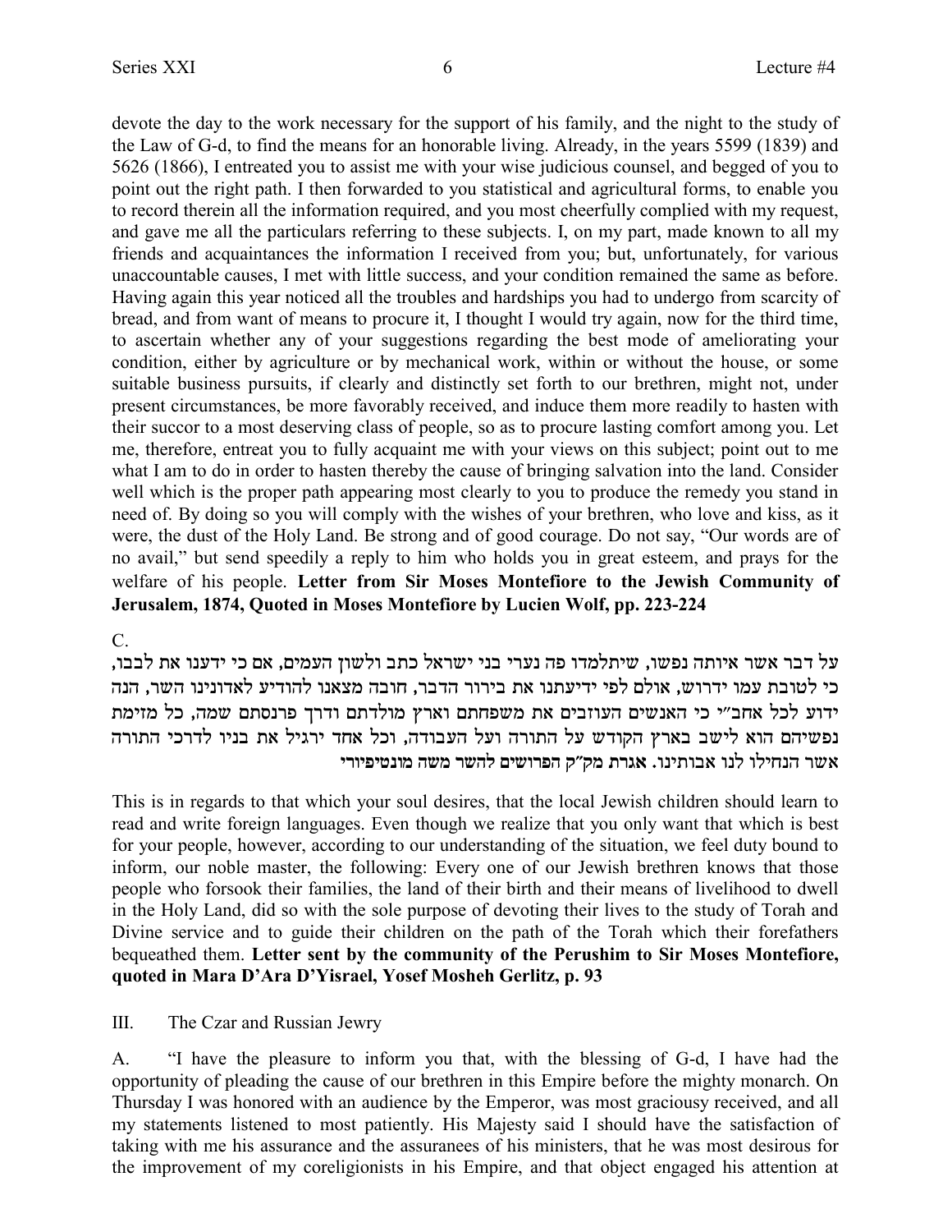devote the day to the work necessary for the support of his family, and the night to the study of the Law of G-d, to find the means for an honorable living. Already, in the years 5599 (1839) and 5626 (1866), I entreated you to assist me with your wise judicious counsel, and begged of you to point out the right path. I then forwarded to you statistical and agricultural forms, to enable you to record therein all the information required, and you most cheerfully complied with my request, and gave me all the particulars referring to these subjects. I, on my part, made known to all my friends and acquaintances the information I received from you; but, unfortunately, for various unaccountable causes, I met with little success, and your condition remained the same as before. Having again this year noticed all the troubles and hardships you had to undergo from scarcity of bread, and from want of means to procure it, I thought I would try again, now for the third time, to ascertain whether any of your suggestions regarding the best mode of ameliorating your condition, either by agriculture or by mechanical work, within or without the house, or some suitable business pursuits, if clearly and distinctly set forth to our brethren, might not, under present circumstances, be more favorably received, and induce them more readily to hasten with their succor to a most deserving class of people, so as to procure lasting comfort among you. Let me, therefore, entreat you to fully acquaint me with your views on this subject; point out to me what I am to do in order to hasten thereby the cause of bringing salvation into the land. Consider well which is the proper path appearing most clearly to you to produce the remedy you stand in need of. By doing so you will comply with the wishes of your brethren, who love and kiss, as it were, the dust of the Holy Land. Be strong and of good courage. Do not say, "Our words are of no avail," but send speedily a reply to him who holds you in great esteem, and prays for the welfare of his people. **Letter from Sir Moses Montefiore to the Jewish Community of Jerusalem, 1874, Quoted in Moses Montefiore by Lucien Wolf, pp. 223-224**

C.

על דבר אשר איותה נפשו, שיתלמדו פה נערי בני ישראל כתב ולשון העמים, אם כי ידענו את לבבו, כי לטובת עמו ידרוש, אולם לפי ידיעתנו את בירור הדבר, חובה מצאנו להודיע לאדונינו השר, הנה ידוע לכל אחב״י כי האנשים העוזבים את משפחתם וארץ מולדתם ודרך פרנסתם שמה, כל מזימת נפשיהם הוא לישב בארץ הקודש על התורה ועל העבודה, וכל אחד ירגיל את בניו לדרכי התורה אשר הנחילו לנו אבותינו. **אגרת מק״ק הפרושים להשר משה מונטיפיורי**

This is in regards to that which your soul desires, that the local Jewish children should learn to read and write foreign languages. Even though we realize that you only want that which is best for your people, however, according to our understanding of the situation, we feel duty bound to inform, our noble master, the following: Every one of our Jewish brethren knows that those people who forsook their families, the land of their birth and their means of livelihood to dwell in the Holy Land, did so with the sole purpose of devoting their lives to the study of Torah and Divine service and to guide their children on the path of the Torah which their forefathers bequeathed them. **Letter sent by the community of the Perushim to Sir Moses Montefiore, quoted in Mara D'Ara D'Yisrael, Yosef Mosheh Gerlitz, p. 93**

III. The Czar and Russian Jewry

A. "I have the pleasure to inform you that, with the blessing of G-d, I have had the opportunity of pleading the cause of our brethren in this Empire before the mighty monarch. On Thursday I was honored with an audience by the Emperor, was most graciousy received, and all my statements listened to most patiently. His Majesty said I should have the satisfaction of taking with me his assurance and the assuranees of his ministers, that he was most desirous for the improvement of my coreligionists in his Empire, and that object engaged his attention at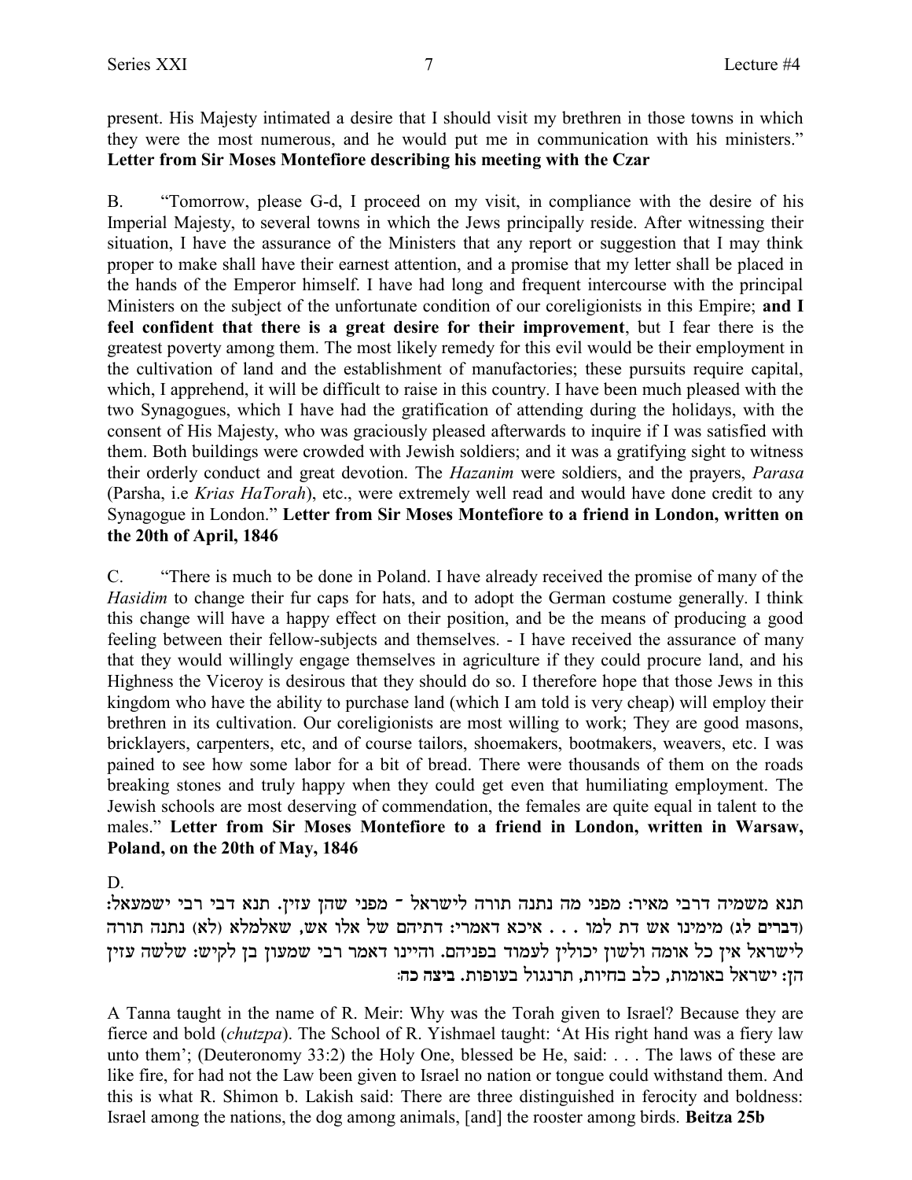present. His Majesty intimated a desire that I should visit my brethren in those towns in which they were the most numerous, and he would put me in communication with his ministers." **Letter from Sir Moses Montefiore describing his meeting with the Czar**

B. "Tomorrow, please G-d, I proceed on my visit, in compliance with the desire of his Imperial Majesty, to several towns in which the Jews principally reside. After witnessing their situation, I have the assurance of the Ministers that any report or suggestion that I may think proper to make shall have their earnest attention, and a promise that my letter shall be placed in the hands of the Emperor himself. I have had long and frequent intercourse with the principal Ministers on the subject of the unfortunate condition of our coreligionists in this Empire; **and I feel confident that there is a great desire for their improvement**, but I fear there is the greatest poverty among them. The most likely remedy for this evil would be their employment in the cultivation of land and the establishment of manufactories; these pursuits require capital, which, I apprehend, it will be difficult to raise in this country. I have been much pleased with the two Synagogues, which I have had the gratification of attending during the holidays, with the consent of His Majesty, who was graciously pleased afterwards to inquire if I was satisfied with them. Both buildings were crowded with Jewish soldiers; and it was a gratifying sight to witness their orderly conduct and great devotion. The *Hazanim* were soldiers, and the prayers, *Parasa* (Parsha, i.e *Krias HaTorah*), etc., were extremely well read and would have done credit to any Synagogue in London." **Letter from Sir Moses Montefiore to a friend in London, written on the 20th of April, 1846**

C. "There is much to be done in Poland. I have already received the promise of many of the *Hasidim* to change their fur caps for hats, and to adopt the German costume generally. I think this change will have a happy effect on their position, and be the means of producing a good feeling between their fellow-subjects and themselves. - I have received the assurance of many that they would willingly engage themselves in agriculture if they could procure land, and his Highness the Viceroy is desirous that they should do so. I therefore hope that those Jews in this kingdom who have the ability to purchase land (which I am told is very cheap) will employ their brethren in its cultivation. Our coreligionists are most willing to work; They are good masons, bricklayers, carpenters, etc, and of course tailors, shoemakers, bootmakers, weavers, etc. I was pained to see how some labor for a bit of bread. There were thousands of them on the roads breaking stones and truly happy when they could get even that humiliating employment. The Jewish schools are most deserving of commendation, the females are quite equal in talent to the males." **Letter from Sir Moses Montefiore to a friend in London, written in Warsaw, Poland, on the 20th of May, 1846**

D.

תנא משמיה דרבי מאיר: מפני מה נתנה תורה לישראל ־ מפני שהן עזין. תנא דבי רבי ישמעאל: (דברים לג) מימינו אש דת למו . . . איכא דאמרי: דתיהם של אלו אש, שאלמלא (לא) נתנה תורה לישראל אין כל אומה ולשון יכולין לעמוד בפניהם. והיינו דאמר רבי שמעון בן לקיש: שלשה עזין הן: ישראל באומות, כלב בחיות, תרנגול בעופות. **ביצה כה:**

A Tanna taught in the name of R. Meir: Why was the Torah given to Israel? Because they are fierce and bold (*chutzpa*). The School of R. Yishmael taught: 'At His right hand was a fiery law unto them'; (Deuteronomy 33:2) the Holy One, blessed be He, said: . . . The laws of these are like fire, for had not the Law been given to Israel no nation or tongue could withstand them. And this is what R. Shimon b. Lakish said: There are three distinguished in ferocity and boldness: Israel among the nations, the dog among animals, [and] the rooster among birds. **Beitza 25b**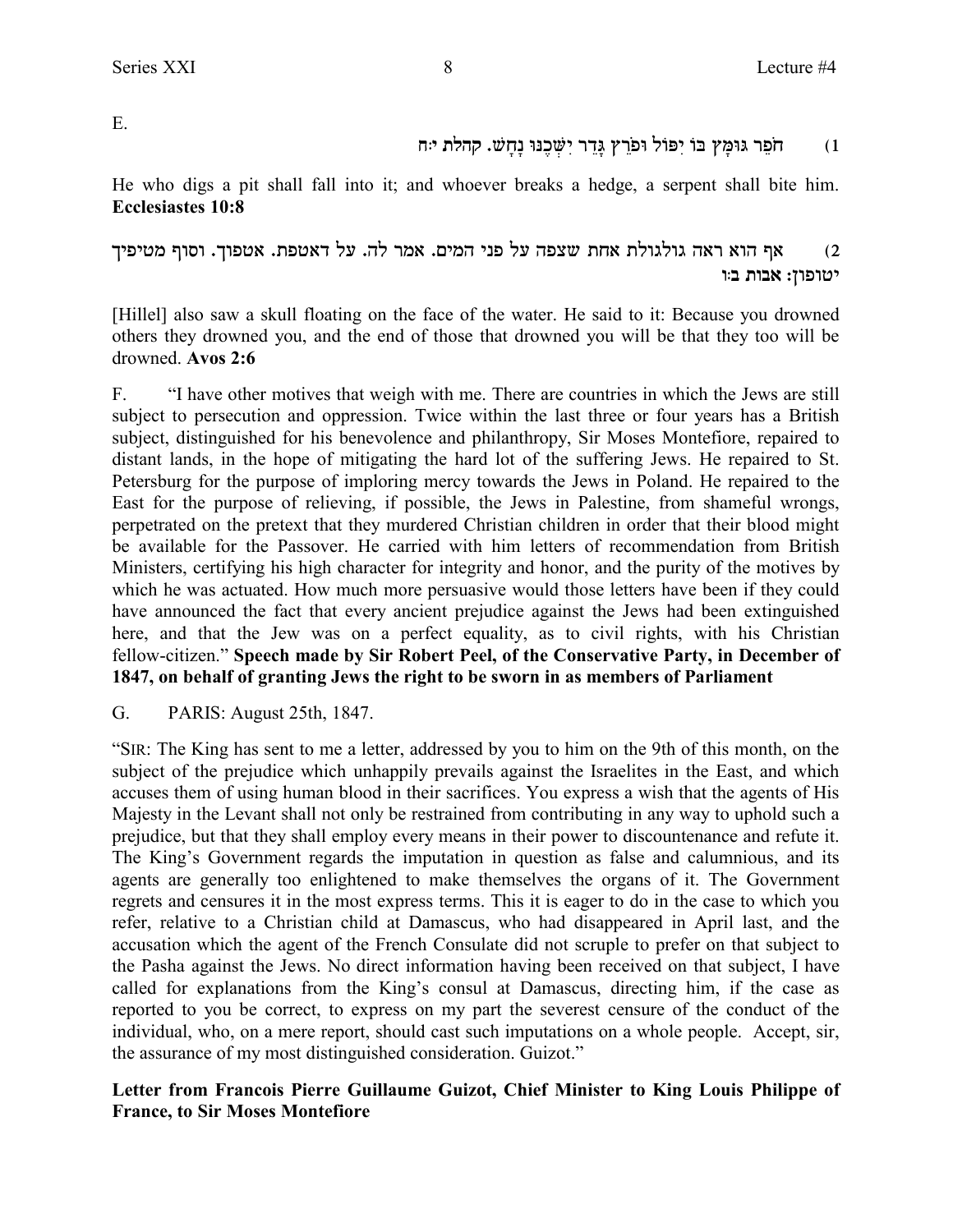E.

1) חֹפֵר גּוּמָּץ בּוֹ יִפּוֹל וּפֹרֵץ גָּדֵר יִשְּׁכֶנּוּ נָחָשׁ. קהלת י:ח

He who digs a pit shall fall into it; and whoever breaks a hedge, a serpent shall bite him. **Ecclesiastes 10:8**

2) אף הוא ראה גולגולת אחת שצפה על פני המים. אמר לה. על דאטפת. אטפוך. וסוף מטיפיך יטופון: אבות ב:ו

[Hillel] also saw a skull floating on the face of the water. He said to it: Because you drowned others they drowned you, and the end of those that drowned you will be that they too will be drowned. **Avos 2:6**

F. "I have other motives that weigh with me. There are countries in which the Jews are still subject to persecution and oppression. Twice within the last three or four years has a British subject, distinguished for his benevolence and philanthropy, Sir Moses Montefiore, repaired to distant lands, in the hope of mitigating the hard lot of the suffering Jews. He repaired to St. Petersburg for the purpose of imploring mercy towards the Jews in Poland. He repaired to the East for the purpose of relieving, if possible, the Jews in Palestine, from shameful wrongs, perpetrated on the pretext that they murdered Christian children in order that their blood might be available for the Passover. He carried with him letters of recommendation from British Ministers, certifying his high character for integrity and honor, and the purity of the motives by which he was actuated. How much more persuasive would those letters have been if they could have announced the fact that every ancient prejudice against the Jews had been extinguished here, and that the Jew was on a perfect equality, as to civil rights, with his Christian fellow-citizen." **Speech made by Sir Robert Peel, of the Conservative Party, in December of 1847, on behalf of granting Jews the right to be sworn in as members of Parliament**

G. PARIS: August 25th, 1847.

"SIR: The King has sent to me a letter, addressed by you to him on the 9th of this month, on the subject of the prejudice which unhappily prevails against the Israelites in the East, and which accuses them of using human blood in their sacrifices. You express a wish that the agents of His Majesty in the Levant shall not only be restrained from contributing in any way to uphold such a prejudice, but that they shall employ every means in their power to discountenance and refute it. The King's Government regards the imputation in question as false and calumnious, and its agents are generally too enlightened to make themselves the organs of it. The Government regrets and censures it in the most express terms. This it is eager to do in the case to which you refer, relative to a Christian child at Damascus, who had disappeared in April last, and the accusation which the agent of the French Consulate did not scruple to prefer on that subject to the Pasha against the Jews. No direct information having been received on that subject, I have called for explanations from the King's consul at Damascus, directing him, if the case as reported to you be correct, to express on my part the severest censure of the conduct of the individual, who, on a mere report, should cast such imputations on a whole people. Accept, sir, the assurance of my most distinguished consideration. Guizot."

**Letter from Francois Pierre Guillaume Guizot, Chief Minister to King Louis Philippe of France, to Sir Moses Montefiore**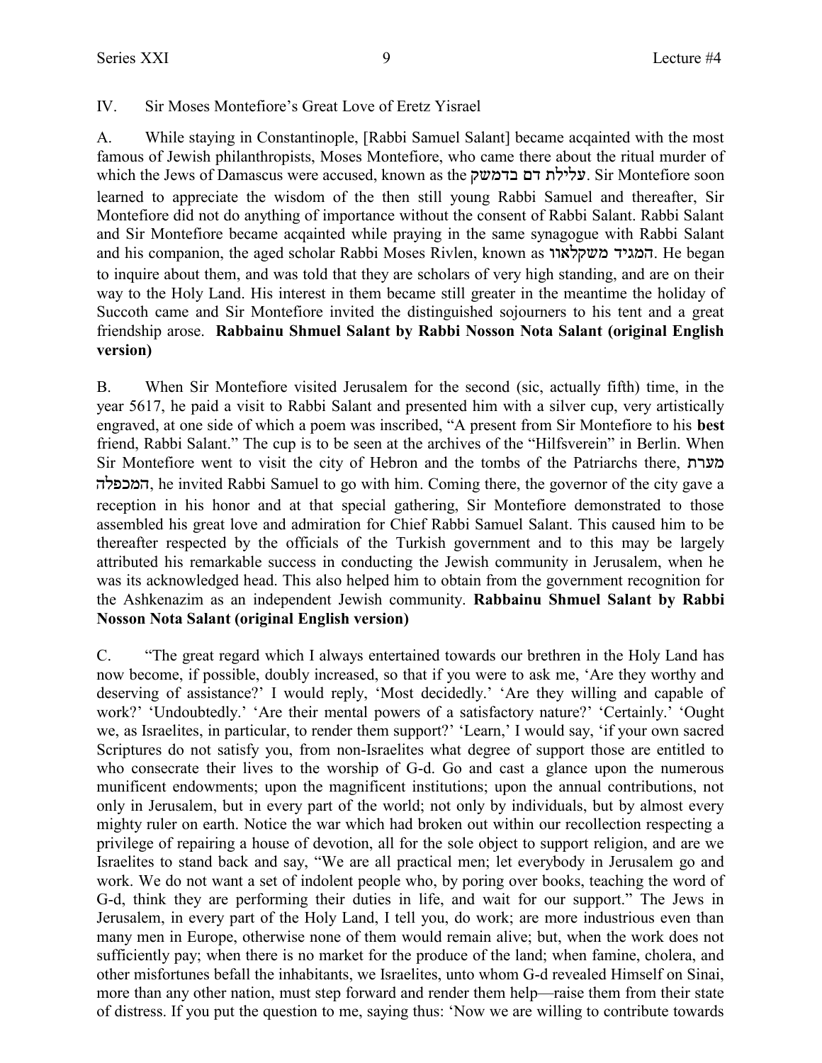IV. Sir Moses Montefiore's Great Love of Eretz Yisrael

A. While staying in Constantinople, [Rabbi Samuel Salant] became acqainted with the most famous of Jewish philanthropists, Moses Montefiore, who came there about the ritual murder of which the Jews of Damascus were accused, known as the עלילת דם בדמשק. Sir Montefiore soon learned to appreciate the wisdom of the then still young Rabbi Samuel and thereafter, Sir Montefiore did not do anything of importance without the consent of Rabbi Salant. Rabbi Salant and Sir Montefiore became acqainted while praying in the same synagogue with Rabbi Salant and his companion, the aged scholar Rabbi Moses Rivlen, known as המגיד משקלאוו. He began to inquire about them, and was told that they are scholars of very high standing, and are on their way to the Holy Land. His interest in them became still greater in the meantime the holiday of Succoth came and Sir Montefiore invited the distinguished sojourners to his tent and a great friendship arose. **Rabbainu Shmuel Salant by Rabbi Nosson Nota Salant (original English version)**

B. When Sir Montefiore visited Jerusalem for the second (sic, actually fifth) time, in the year 5617, he paid a visit to Rabbi Salant and presented him with a silver cup, very artistically engraved, at one side of which a poem was inscribed, "A present from Sir Montefiore to his **best** friend, Rabbi Salant." The cup is to be seen at the archives of the "Hilfsverein" in Berlin. When Sir Montefiore went to visit the city of Hebron and the tombs of the Patriarchs there, מערת המכפלה, he invited Rabbi Samuel to go with him. Coming there, the governor of the city gave a reception in his honor and at that special gathering, Sir Montefiore demonstrated to those assembled his great love and admiration for Chief Rabbi Samuel Salant. This caused him to be thereafter respected by the officials of the Turkish government and to this may be largely attributed his remarkable success in conducting the Jewish community in Jerusalem, when he was its acknowledged head. This also helped him to obtain from the government recognition for the Ashkenazim as an independent Jewish community. **Rabbainu Shmuel Salant by Rabbi Nosson Nota Salant (original English version)**

C. "The great regard which I always entertained towards our brethren in the Holy Land has now become, if possible, doubly increased, so that if you were to ask me, 'Are they worthy and deserving of assistance?' I would reply, 'Most decidedly.' 'Are they willing and capable of work?' 'Undoubtedly.' 'Are their mental powers of a satisfactory nature?' 'Certainly.' 'Ought we, as Israelites, in particular, to render them support?' 'Learn,' I would say, 'if your own sacred Scriptures do not satisfy you, from non-Israelites what degree of support those are entitled to who consecrate their lives to the worship of G-d. Go and cast a glance upon the numerous munificent endowments; upon the magnificent institutions; upon the annual contributions, not only in Jerusalem, but in every part of the world; not only by individuals, but by almost every mighty ruler on earth. Notice the war which had broken out within our recollection respecting a privilege of repairing a house of devotion, all for the sole object to support religion, and are we Israelites to stand back and say, "We are all practical men; let everybody in Jerusalem go and work. We do not want a set of indolent people who, by poring over books, teaching the word of G-d, think they are performing their duties in life, and wait for our support." The Jews in Jerusalem, in every part of the Holy Land, I tell you, do work; are more industrious even than many men in Europe, otherwise none of them would remain alive; but, when the work does not sufficiently pay; when there is no market for the produce of the land; when famine, cholera, and other misfortunes befall the inhabitants, we Israelites, unto whom G-d revealed Himself on Sinai, more than any other nation, must step forward and render them help—raise them from their state of distress. If you put the question to me, saying thus: 'Now we are willing to contribute towards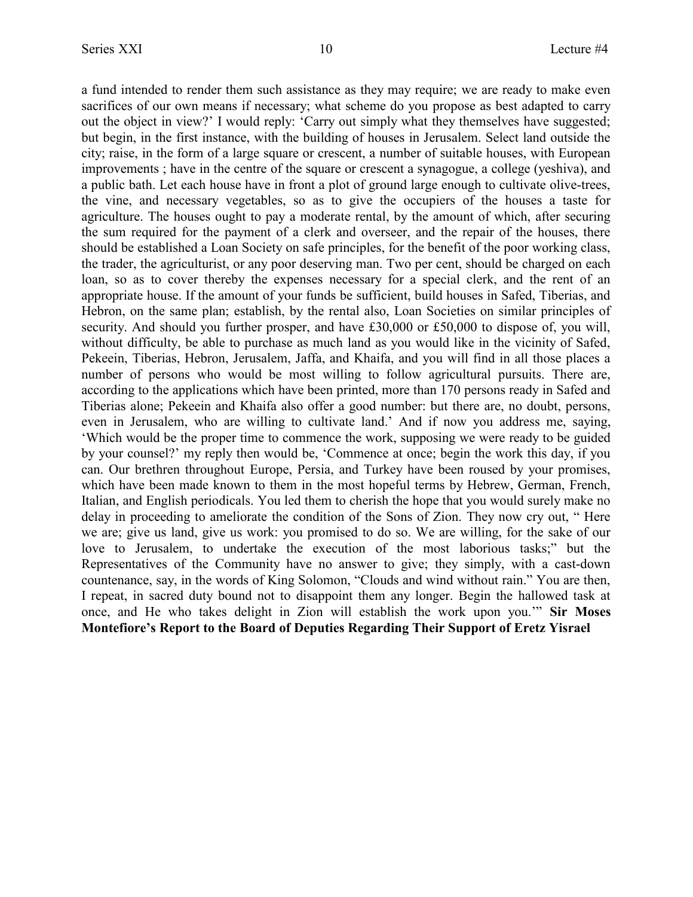a fund intended to render them such assistance as they may require; we are ready to make even sacrifices of our own means if necessary; what scheme do you propose as best adapted to carry out the object in view?' I would reply: 'Carry out simply what they themselves have suggested; but begin, in the first instance, with the building of houses in Jerusalem. Select land outside the city; raise, in the form of a large square or crescent, a number of suitable houses, with European improvements ; have in the centre of the square or crescent a synagogue, a college (yeshiva), and a public bath. Let each house have in front a plot of ground large enough to cultivate olive-trees, the vine, and necessary vegetables, so as to give the occupiers of the houses a taste for agriculture. The houses ought to pay a moderate rental, by the amount of which, after securing the sum required for the payment of a clerk and overseer, and the repair of the houses, there should be established a Loan Society on safe principles, for the benefit of the poor working class, the trader, the agriculturist, or any poor deserving man. Two per cent, should be charged on each loan, so as to cover thereby the expenses necessary for a special clerk, and the rent of an appropriate house. If the amount of your funds be sufficient, build houses in Safed, Tiberias, and Hebron, on the same plan; establish, by the rental also, Loan Societies on similar principles of security. And should you further prosper, and have £30,000 or £50,000 to dispose of, you will, without difficulty, be able to purchase as much land as you would like in the vicinity of Safed, Pekeein, Tiberias, Hebron, Jerusalem, Jaffa, and Khaifa, and you will find in all those places a number of persons who would be most willing to follow agricultural pursuits. There are, according to the applications which have been printed, more than 170 persons ready in Safed and Tiberias alone; Pekeein and Khaifa also offer a good number: but there are, no doubt, persons, even in Jerusalem, who are willing to cultivate land.' And if now you address me, saying, 'Which would be the proper time to commence the work, supposing we were ready to be guided by your counsel?' my reply then would be, 'Commence at once; begin the work this day, if you can. Our brethren throughout Europe, Persia, and Turkey have been roused by your promises, which have been made known to them in the most hopeful terms by Hebrew, German, French, Italian, and English periodicals. You led them to cherish the hope that you would surely make no delay in proceeding to ameliorate the condition of the Sons of Zion. They now cry out, " Here we are; give us land, give us work: you promised to do so. We are willing, for the sake of our love to Jerusalem, to undertake the execution of the most laborious tasks;" but the Representatives of the Community have no answer to give; they simply, with a cast-down countenance, say, in the words of King Solomon, "Clouds and wind without rain." You are then, I repeat, in sacred duty bound not to disappoint them any longer. Begin the hallowed task at once, and He who takes delight in Zion will establish the work upon you.'" **Sir Moses Montefiore's Report to the Board of Deputies Regarding Their Support of Eretz Yisrael**